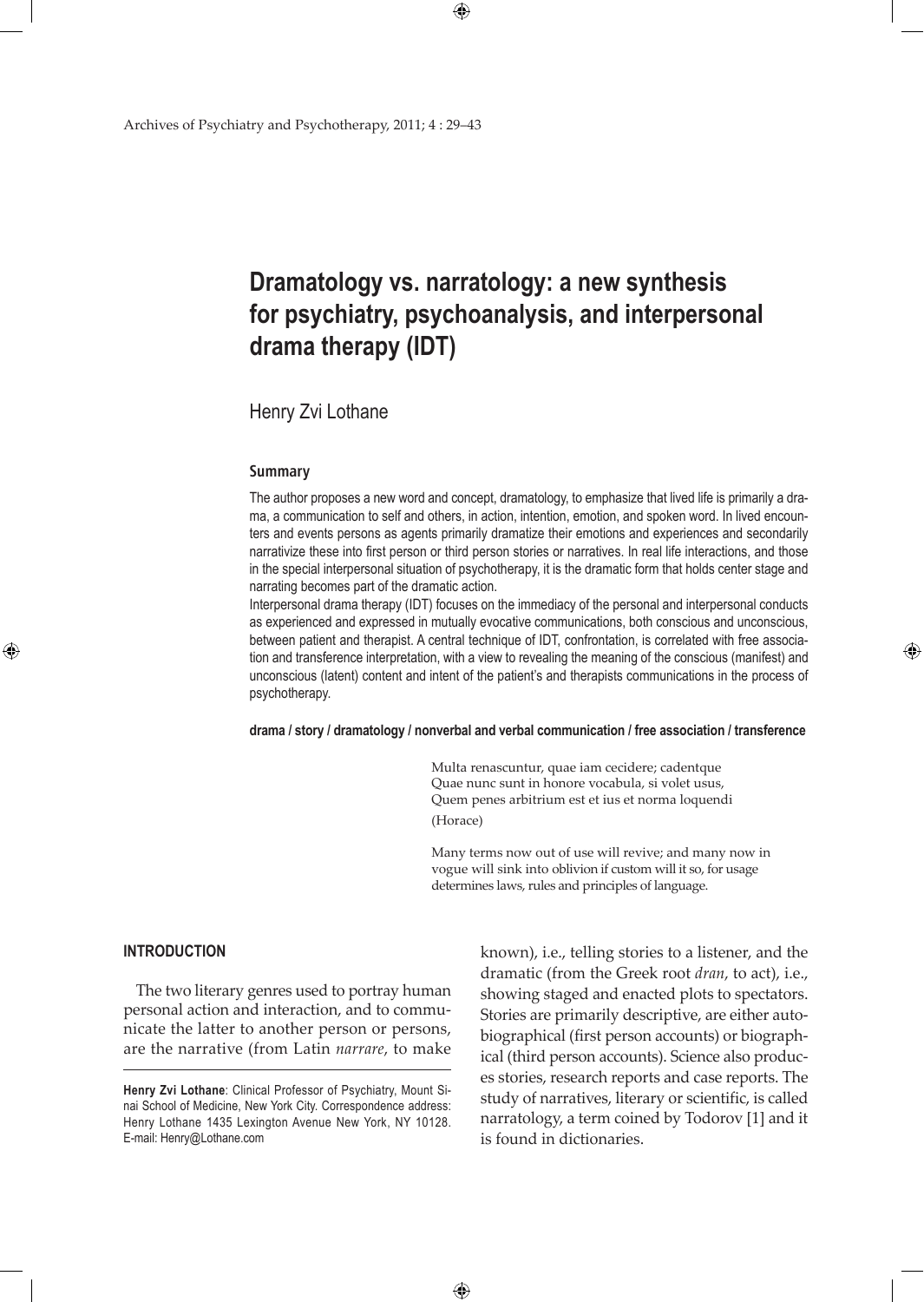# Dramatology vs. narratology: a new synthesis for psychiatry, psychoanalysis, and interpersonal drama therapy (IDT)

Henry Zvi Lothane

## Summary

The author proposes a new word and concept, dramatology, to emphasize that lived life is primarily a drama, a communication to self and others, in action, intention, emotion, and spoken word. In lived encounters and events persons as agents primarily dramatize their emotions and experiences and secondarily narrativize these into first person or third person stories or narratives. In real life interactions, and those in the special interpersonal situation of psychotherapy, it is the dramatic form that holds center stage and narrating becomes part of the dramatic action.

Interpersonal drama therapy (IDT) focuses on the immediacy of the personal and interpersonal conducts as experienced and expressed in mutually evocative communications, both conscious and unconscious, between patient and therapist. A central technique of IDT, confrontation, is correlated with free association and transference interpretation, with a view to revealing the meaning of the conscious (manifest) and unconscious (latent) content and intent of the patient's and therapists communications in the process of psychotherapy.

**drama / story / dramatology / nonverbal and verbal communication / free association / transference**

> Multa renascuntur, quae iam cecidere; cadentque
> Quae nunc sunt in honore vocabula, si volet usus,
> Quem penes arbitrium est et ius et norma loquendi
> (Horace)
>
> Many terms now out of use will revive; and many now in vogue will sink into oblivion if custom will it so, for usage determines laws, rules and principles of language.

## INTRODUCTION

The two literary genres used to portray human personal action and interaction, and to communicate the latter to another person or persons, are the narrative (from Latin *narrare*, to make known), i.e., telling stories to a listener, and the dramatic (from the Greek root *dran*, to act), i.e., showing staged and enacted plots to spectators. Stories are primarily descriptive, are either autobiographical (first person accounts) or biographical (third person accounts). Science also produces stories, research reports and case reports. The study of narratives, literary or scientific, is called narratology, a term coined by Todorov [1] and it is found in dictionaries.

**Henry Zvi Lothane**: Clinical Professor of Psychiatry, Mount Sinai School of Medicine, New York City. Correspondence address: Henry Lothane 1435 Lexington Avenue New York, NY 10128. E-mail: Henry@Lothane.com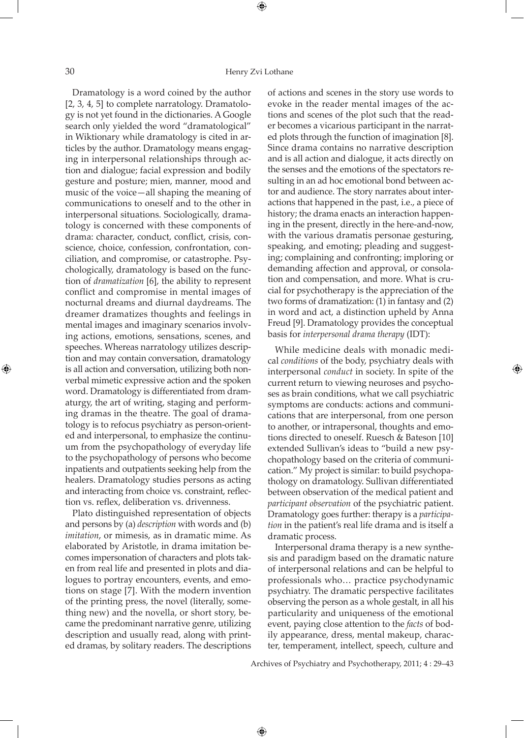Dramatology is a word coined by the author [2, 3, 4, 5] to complete narratology. Dramatology is not yet found in the dictionaries. A Google search only yielded the word "dramatological" in Wiktionary while dramatology is cited in articles by the author. Dramatology means engaging in interpersonal relationships through action and dialogue; facial expression and bodily gesture and posture; mien, manner, mood and music of the voice—all shaping the meaning of communications to oneself and to the other in interpersonal situations. Sociologically, dramatology is concerned with these components of drama: character, conduct, conflict, crisis, conscience, choice, confession, confrontation, conciliation, and compromise, or catastrophe. Psychologically, dramatology is based on the function of *dramatization* [6], the ability to represent conflict and compromise in mental images of nocturnal dreams and diurnal daydreams. The dreamer dramatizes thoughts and feelings in mental images and imaginary scenarios involving actions, emotions, sensations, scenes, and speeches. Whereas narratology utilizes description and may contain conversation, dramatology is all action and conversation, utilizing both nonverbal mimetic expressive action and the spoken word. Dramatology is differentiated from dramaturgy, the art of writing, staging and performing dramas in the theatre. The goal of dramatology is to refocus psychiatry as person-oriented and interpersonal, to emphasize the continuum from the psychopathology of everyday life to the psychopathology of persons who become inpatients and outpatients seeking help from the healers. Dramatology studies persons as acting and interacting from choice vs. constraint, reflection vs. reflex, deliberation vs. drivenness.

Plato distinguished representation of objects and persons by (a) *description* with words and (b) *imitation*, or mimesis, as in dramatic mime. As elaborated by Aristotle, in drama imitation becomes impersonation of characters and plots taken from real life and presented in plots and dialogues to portray encounters, events, and emotions on stage [7]. With the modern invention of the printing press, the novel (literally, something new) and the novella, or short story, became the predominant narrative genre, utilizing description and usually read, along with printed dramas, by solitary readers. The descriptions of actions and scenes in the story use words to evoke in the reader mental images of the actions and scenes of the plot such that the reader becomes a vicarious participant in the narrated plots through the function of imagination [8]. Since drama contains no narrative description and is all action and dialogue, it acts directly on the senses and the emotions of the spectators resulting in an ad hoc emotional bond between actor and audience. The story narrates about interactions that happened in the past, i.e., a piece of history; the drama enacts an interaction happening in the present, directly in the here-and-now, with the various dramatis personae gesturing, speaking, and emoting; pleading and suggesting; complaining and confronting; imploring or demanding affection and approval, or consolation and compensation, and more. What is crucial for psychotherapy is the appreciation of the two forms of dramatization: (1) in fantasy and (2) in word and act, a distinction upheld by Anna Freud [9]. Dramatology provides the conceptual basis for *interpersonal drama therapy* (IDT):

While medicine deals with monadic medical *conditions* of the body, psychiatry deals with interpersonal *conduct* in society. In spite of the current return to viewing neuroses and psychoses as brain conditions, what we call psychiatric symptoms are conducts: actions and communications that are interpersonal, from one person to another, or intrapersonal, thoughts and emotions directed to oneself. Ruesch & Bateson [10] extended Sullivan's ideas to "build a new psychopathology based on the criteria of communication." My project is similar: to build psychopathology on dramatology. Sullivan differentiated between observation of the medical patient and *participant observation* of the psychiatric patient. Dramatology goes further: therapy is a *participation* in the patient's real life drama and is itself a dramatic process.

Interpersonal drama therapy is a new synthesis and paradigm based on the dramatic nature of interpersonal relations and can be helpful to professionals who… practice psychodynamic psychiatry. The dramatic perspective facilitates observing the person as a whole gestalt, in all his particularity and uniqueness of the emotional event, paying close attention to the *facts* of bodily appearance, dress, mental makeup, character, temperament, intellect, speech, culture and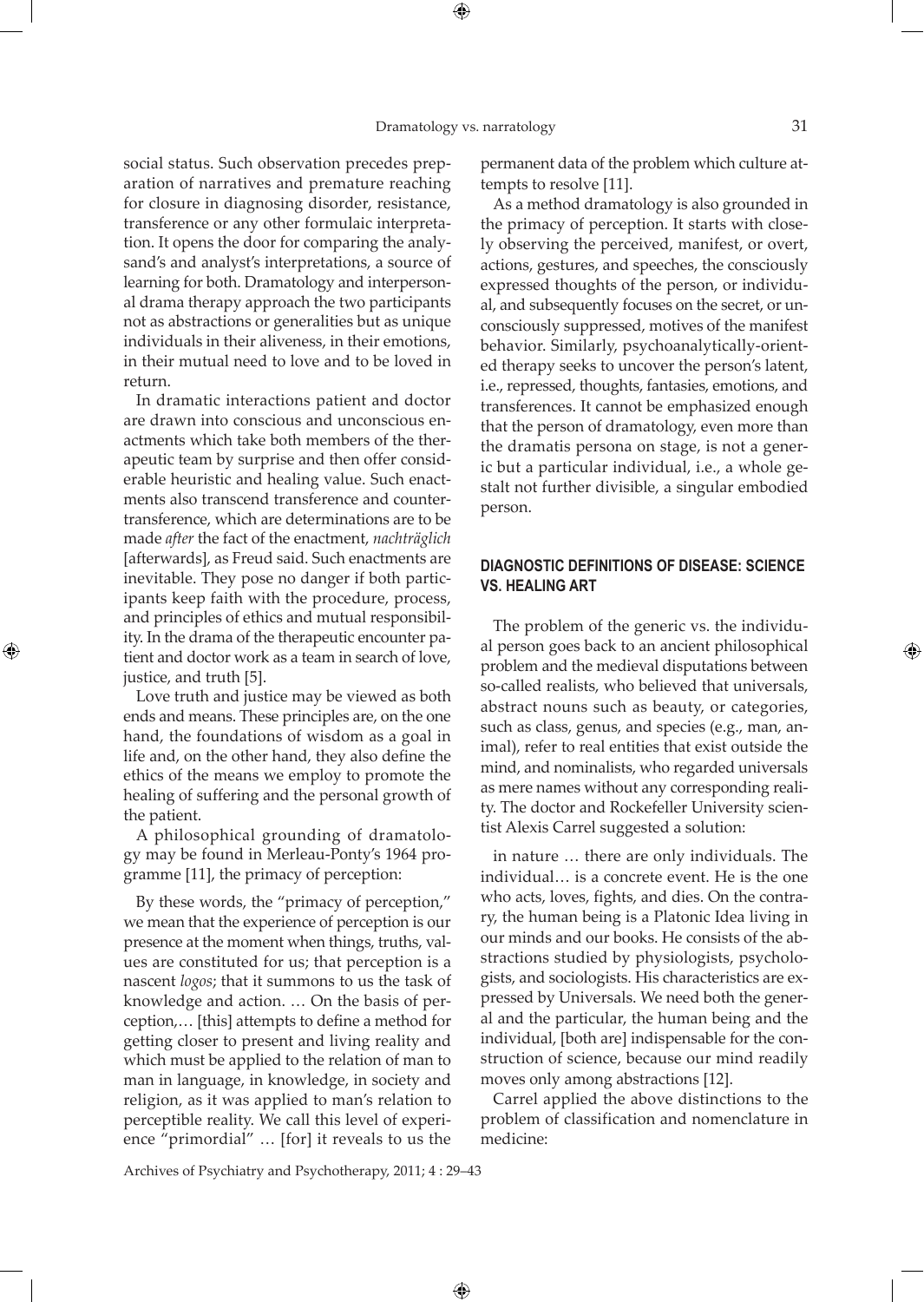social status. Such observation precedes preparation of narratives and premature reaching for closure in diagnosing disorder, resistance, transference or any other formulaic interpretation. It opens the door for comparing the analysand's and analyst's interpretations, a source of learning for both. Dramatology and interpersonal drama therapy approach the two participants not as abstractions or generalities but as unique individuals in their aliveness, in their emotions, in their mutual need to love and to be loved in return.

In dramatic interactions patient and doctor are drawn into conscious and unconscious enactments which take both members of the therapeutic team by surprise and then offer considerable heuristic and healing value. Such enactments also transcend transference and countertransference, which are determinations are to be made *after* the fact of the enactment, *nachträglich* [afterwards], as Freud said. Such enactments are inevitable. They pose no danger if both participants keep faith with the procedure, process, and principles of ethics and mutual responsibility. In the drama of the therapeutic encounter patient and doctor work as a team in search of love, justice, and truth [5].

Love truth and justice may be viewed as both ends and means. These principles are, on the one hand, the foundations of wisdom as a goal in life and, on the other hand, they also define the ethics of the means we employ to promote the healing of suffering and the personal growth of the patient.

A philosophical grounding of dramatology may be found in Merleau-Ponty's 1964 programme [11], the primacy of perception:

> By these words, the "primacy of perception," we mean that the experience of perception is our presence at the moment when things, truths, values are constituted for us; that perception is a nascent *logos*; that it summons to us the task of knowledge and action. … On the basis of perception,… [this] attempts to define a method for getting closer to present and living reality and which must be applied to the relation of man to man in language, in knowledge, in society and religion, as it was applied to man's relation to perceptible reality. We call this level of experience "primordial" … [for] it reveals to us the permanent data of the problem which culture attempts to resolve [11].

As a method dramatology is also grounded in the primacy of perception. It starts with closely observing the perceived, manifest, or overt, actions, gestures, and speeches, the consciously expressed thoughts of the person, or individual, and subsequently focuses on the secret, or unconsciously suppressed, motives of the manifest behavior. Similarly, psychoanalytically-oriented therapy seeks to uncover the person's latent, i.e., repressed, thoughts, fantasies, emotions, and transferences. It cannot be emphasized enough that the person of dramatology, even more than the dramatis persona on stage, is not a generic but a particular individual, i.e., a whole gestalt not further divisible, a singular embodied person.

## DIAGNOSTIC DEFINITIONS OF DISEASE: SCIENCE VS. HEALING ART

The problem of the generic vs. the individual person goes back to an ancient philosophical problem and the medieval disputations between so-called realists, who believed that universals, abstract nouns such as beauty, or categories, such as class, genus, and species (e.g., man, animal), refer to real entities that exist outside the mind, and nominalists, who regarded universals as mere names without any corresponding reality. The doctor and Rockefeller University scientist Alexis Carrel suggested a solution:

> in nature … there are only individuals. The individual… is a concrete event. He is the one who acts, loves, fights, and dies. On the contrary, the human being is a Platonic Idea living in our minds and our books. He consists of the abstractions studied by physiologists, psychologists, and sociologists. His characteristics are expressed by Universals. We need both the general and the particular, the human being and the individual, [both are] indispensable for the construction of science, because our mind readily moves only among abstractions [12].

Carrel applied the above distinctions to the problem of classification and nomenclature in medicine: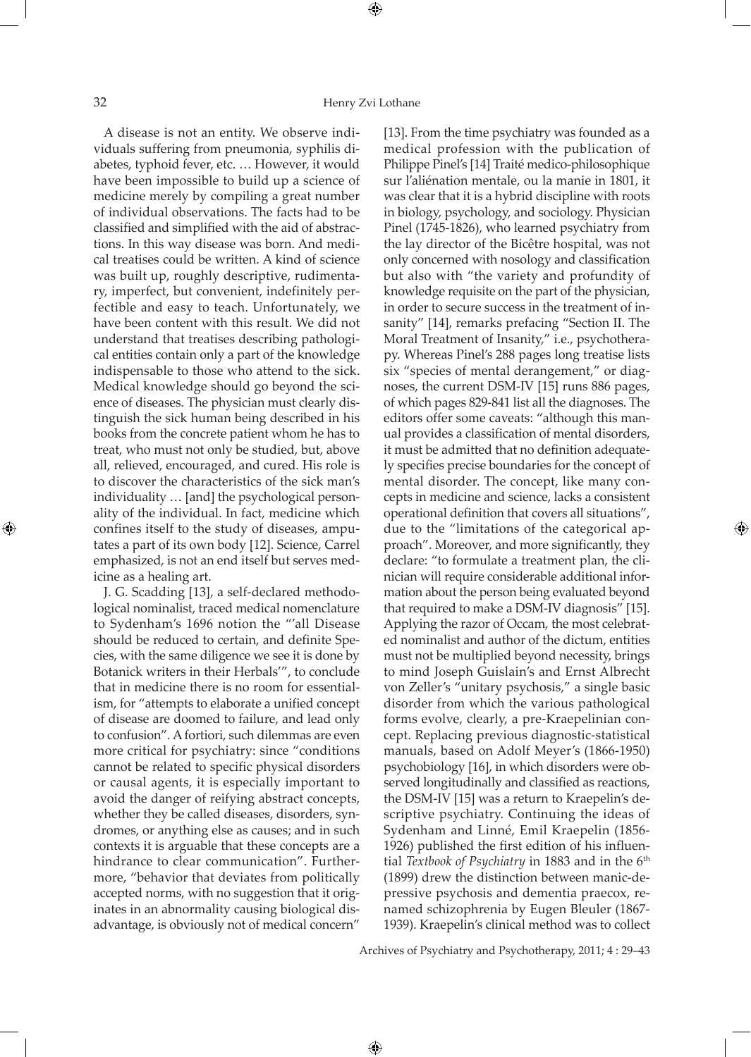A disease is not an entity. We observe individuals suffering from pneumonia, syphilis diabetes, typhoid fever, etc. … However, it would have been impossible to build up a science of medicine merely by compiling a great number of individual observations. The facts had to be classified and simplified with the aid of abstractions. In this way disease was born. And medical treatises could be written. A kind of science was built up, roughly descriptive, rudimentary, imperfect, but convenient, indefinitely perfectible and easy to teach. Unfortunately, we have been content with this result. We did not understand that treatises describing pathological entities contain only a part of the knowledge indispensable to those who attend to the sick. Medical knowledge should go beyond the science of diseases. The physician must clearly distinguish the sick human being described in his books from the concrete patient whom he has to treat, who must not only be studied, but, above all, relieved, encouraged, and cured. His role is to discover the characteristics of the sick man's individuality … [and] the psychological personality of the individual. In fact, medicine which confines itself to the study of diseases, amputates a part of its own body [12]. Science, Carrel emphasized, is not an end itself but serves medicine as a healing art.

J. G. Scadding [13], a self-declared methodological nominalist, traced medical nomenclature to Sydenham's 1696 notion the "'all Disease should be reduced to certain, and definite Species, with the same diligence we see it is done by Botanick writers in their Herbals'", to conclude that in medicine there is no room for essentialism, for "attempts to elaborate a unified concept of disease are doomed to failure, and lead only to confusion". A fortiori, such dilemmas are even more critical for psychiatry: since "conditions cannot be related to specific physical disorders or causal agents, it is especially important to avoid the danger of reifying abstract concepts, whether they be called diseases, disorders, syndromes, or anything else as causes; and in such contexts it is arguable that these concepts are a hindrance to clear communication". Furthermore, "behavior that deviates from politically accepted norms, with no suggestion that it originates in an abnormality causing biological disadvantage, is obviously not of medical concern" [13]. From the time psychiatry was founded as a medical profession with the publication of Philippe Pinel's [14] Traité medico-philosophique sur l'aliénation mentale, ou la manie in 1801, it was clear that it is a hybrid discipline with roots in biology, psychology, and sociology. Physician Pinel (1745-1826), who learned psychiatry from the lay director of the Bicêtre hospital, was not only concerned with nosology and classification but also with "the variety and profundity of knowledge requisite on the part of the physician, in order to secure success in the treatment of insanity" [14], remarks prefacing "Section II. The Moral Treatment of Insanity," i.e., psychotherapy. Whereas Pinel's 288 pages long treatise lists six "species of mental derangement," or diagnoses, the current DSM-IV [15] runs 886 pages, of which pages 829-841 list all the diagnoses. The editors offer some caveats: "although this manual provides a classification of mental disorders, it must be admitted that no definition adequately specifies precise boundaries for the concept of mental disorder. The concept, like many concepts in medicine and science, lacks a consistent operational definition that covers all situations", due to the "limitations of the categorical approach". Moreover, and more significantly, they declare: "to formulate a treatment plan, the clinician will require considerable additional information about the person being evaluated beyond that required to make a DSM-IV diagnosis" [15]. Applying the razor of Occam, the most celebrated nominalist and author of the dictum, entities must not be multiplied beyond necessity, brings to mind Joseph Guislain's and Ernst Albrecht von Zeller's "unitary psychosis," a single basic disorder from which the various pathological forms evolve, clearly, a pre-Kraepelinian concept. Replacing previous diagnostic-statistical manuals, based on Adolf Meyer's (1866-1950) psychobiology [16], in which disorders were observed longitudinally and classified as reactions, the DSM-IV [15] was a return to Kraepelin's descriptive psychiatry. Continuing the ideas of Sydenham and Linné, Emil Kraepelin (1856-1926) published the first edition of his influential *Textbook of Psychiatry* in 1883 and in the 6th (1899) drew the distinction between manic-depressive psychosis and dementia praecox, renamed schizophrenia by Eugen Bleuler (1867-1939). Kraepelin's clinical method was to collect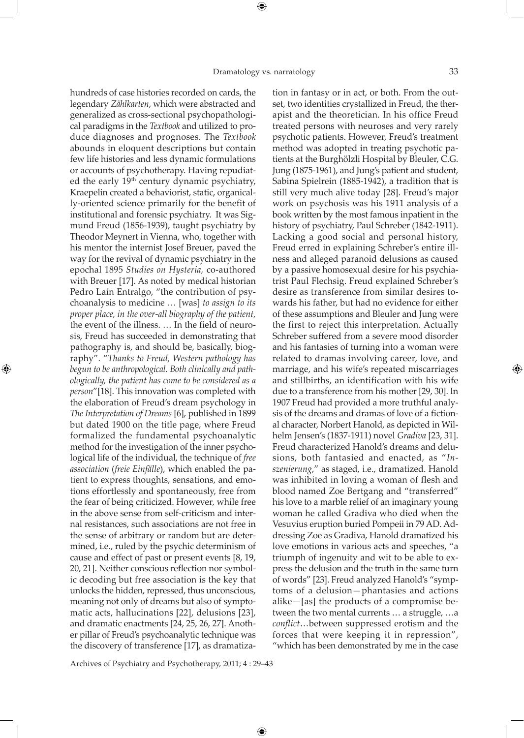hundreds of case histories recorded on cards, the legendary *Zählkarten*, which were abstracted and generalized as cross-sectional psychopathological paradigms in the *Textbook* and utilized to produce diagnoses and prognoses. The *Textbook* abounds in eloquent descriptions but contain few life histories and less dynamic formulations or accounts of psychotherapy. Having repudiated the early 19th century dynamic psychiatry, Kraepelin created a behaviorist, static, organically-oriented science primarily for the benefit of institutional and forensic psychiatry. It was Sigmund Freud (1856-1939), taught psychiatry by Theodor Meynert in Vienna, who, together with his mentor the internist Josef Breuer, paved the way for the revival of dynamic psychiatry in the epochal 1895 *Studies on Hysteria,* co-authored with Breuer [17]. As noted by medical historian Pedro Laín Entralgo, "the contribution of psychoanalysis to medicine … [was] *to assign to its proper place, in the over-all biography of the patient,* the event of the illness. … In the field of neurosis, Freud has succeeded in demonstrating that pathography is, and should be, basically, biography". "*Thanks to Freud, Western pathology has begun to be anthropological. Both clinically and pathologically, the patient has come to be considered as a person*"[18]. This innovation was completed with the elaboration of Freud's dream psychology in *The Interpretation of Dreams* [6], published in 1899 but dated 1900 on the title page, where Freud formalized the fundamental psychoanalytic method for the investigation of the inner psychological life of the individual, the technique of *free association* (*freie Einfälle*), which enabled the patient to express thoughts, sensations, and emotions effortlessly and spontaneously, free from the fear of being criticized. However, while free in the above sense from self-criticism and internal resistances, such associations are not free in the sense of arbitrary or random but are determined, i.e., ruled by the psychic determinism of cause and effect of past or present events [8, 19, 20, 21]. Neither conscious reflection nor symbolic decoding but free association is the key that unlocks the hidden, repressed, thus unconscious, meaning not only of dreams but also of symptomatic acts, hallucinations [22], delusions [23], and dramatic enactments [24, 25, 26, 27]. Another pillar of Freud's psychoanalytic technique was the discovery of transference [17], as dramatization in fantasy or in act, or both. From the outset, two identities crystallized in Freud, the therapist and the theoretician. In his office Freud treated persons with neuroses and very rarely psychotic patients. However, Freud's treatment method was adopted in treating psychotic patients at the Burghölzli Hospital by Bleuler, C.G. Jung (1875-1961), and Jung's patient and student, Sabina Spielrein (1885-1942), a tradition that is still very much alive today [28]. Freud's major work on psychosis was his 1911 analysis of a book written by the most famous inpatient in the history of psychiatry, Paul Schreber (1842-1911). Lacking a good social and personal history, Freud erred in explaining Schreber's entire illness and alleged paranoid delusions as caused by a passive homosexual desire for his psychiatrist Paul Flechsig. Freud explained Schreber's desire as transference from similar desires towards his father, but had no evidence for either of these assumptions and Bleuler and Jung were the first to reject this interpretation. Actually Schreber suffered from a severe mood disorder and his fantasies of turning into a woman were related to dramas involving career, love, and marriage, and his wife's repeated miscarriages and stillbirths, an identification with his wife due to a transference from his mother [29, 30]. In 1907 Freud had provided a more truthful analysis of the dreams and dramas of love of a fictional character, Norbert Hanold, as depicted in Wilhelm Jensen's (1837-1911) novel *Gradiva* [23, 31]. Freud characterized Hanold's dreams and delusions, both fantasied and enacted, as "*Inszenierung,*" as staged, i.e., dramatized. Hanold was inhibited in loving a woman of flesh and blood named Zoe Bertgang and "transferred" his love to a marble relief of an imaginary young woman he called Gradiva who died when the Vesuvius eruption buried Pompeii in 79 AD. Addressing Zoe as Gradiva, Hanold dramatized his love emotions in various acts and speeches, "a triumph of ingenuity and wit to be able to express the delusion and the truth in the same turn of words" [23]. Freud analyzed Hanold's "symptoms of a delusion—phantasies and actions alike—[as] the products of a compromise between the two mental currents … a struggle, …a *conflict*…between suppressed erotism and the forces that were keeping it in repression", "which has been demonstrated by me in the case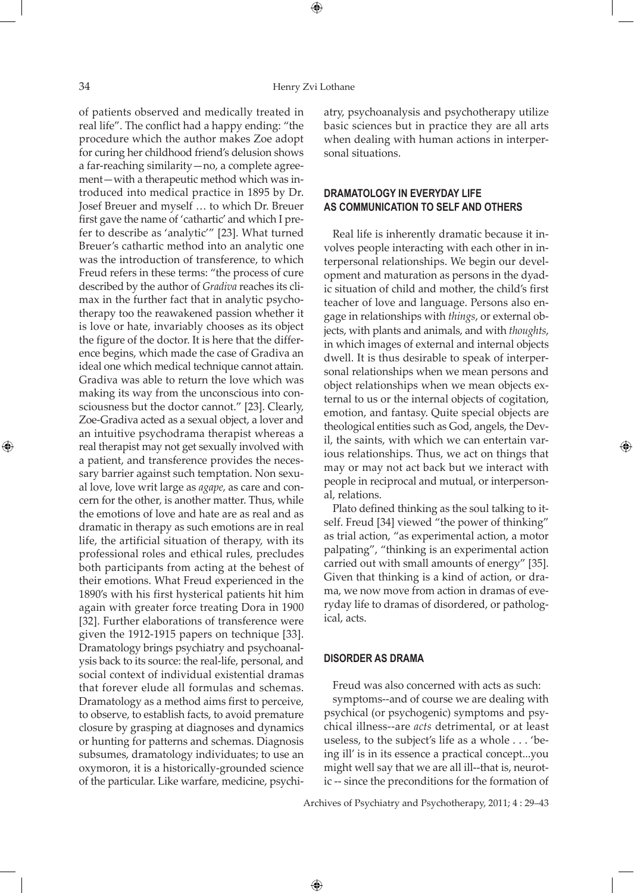of patients observed and medically treated in real life". The conflict had a happy ending: "the procedure which the author makes Zoe adopt for curing her childhood friend's delusion shows a far-reaching similarity—no, a complete agreement—with a therapeutic method which was introduced into medical practice in 1895 by Dr. Josef Breuer and myself … to which Dr. Breuer first gave the name of 'cathartic' and which I prefer to describe as 'analytic'" [23]. What turned Breuer's cathartic method into an analytic one was the introduction of transference, to which Freud refers in these terms: "the process of cure described by the author of *Gradiva* reaches its climax in the further fact that in analytic psychotherapy too the reawakened passion whether it is love or hate, invariably chooses as its object the figure of the doctor. It is here that the difference begins, which made the case of Gradiva an ideal one which medical technique cannot attain. Gradiva was able to return the love which was making its way from the unconscious into consciousness but the doctor cannot." [23]. Clearly, Zoe-Gradiva acted as a sexual object, a lover and an intuitive psychodrama therapist whereas a real therapist may not get sexually involved with a patient, and transference provides the necessary barrier against such temptation. Non sexual love, love writ large as *agape*, as care and concern for the other, is another matter. Thus, while the emotions of love and hate are as real and as dramatic in therapy as such emotions are in real life, the artificial situation of therapy, with its professional roles and ethical rules, precludes both participants from acting at the behest of their emotions. What Freud experienced in the 1890's with his first hysterical patients hit him again with greater force treating Dora in 1900 [32]. Further elaborations of transference were given the 1912-1915 papers on technique [33]. Dramatology brings psychiatry and psychoanalysis back to its source: the real-life, personal, and social context of individual existential dramas that forever elude all formulas and schemas. Dramatology as a method aims first to perceive, to observe, to establish facts, to avoid premature closure by grasping at diagnoses and dynamics or hunting for patterns and schemas. Diagnosis subsumes, dramatology individuates; to use an oxymoron, it is a historically-grounded science of the particular. Like warfare, medicine, psychiatry, psychoanalysis and psychotherapy utilize basic sciences but in practice they are all arts when dealing with human actions in interpersonal situations.

## DRAMATOLOGY IN EVERYDAY LIFE AS COMMUNICATION TO SELF AND OTHERS

Real life is inherently dramatic because it involves people interacting with each other in interpersonal relationships. We begin our development and maturation as persons in the dyadic situation of child and mother, the child's first teacher of love and language. Persons also engage in relationships with *things*, or external objects, with plants and animals, and with *thoughts*, in which images of external and internal objects dwell. It is thus desirable to speak of interpersonal relationships when we mean persons and object relationships when we mean objects external to us or the internal objects of cogitation, emotion, and fantasy. Quite special objects are theological entities such as God, angels, the Devil, the saints, with which we can entertain various relationships. Thus, we act on things that may or may not act back but we interact with people in reciprocal and mutual, or interpersonal, relations.

Plato defined thinking as the soul talking to itself. Freud [34] viewed "the power of thinking" as trial action, "as experimental action, a motor palpating", "thinking is an experimental action carried out with small amounts of energy" [35]. Given that thinking is a kind of action, or drama, we now move from action in dramas of everyday life to dramas of disordered, or pathological, acts.

## DISORDER AS DRAMA

Freud was also concerned with acts as such:

symptoms--and of course we are dealing with psychical (or psychogenic) symptoms and psychical illness--are *acts* detrimental, or at least useless, to the subject's life as a whole . . . 'being ill' is in its essence a practical concept...you might well say that we are all ill--that is, neurotic -- since the preconditions for the formation of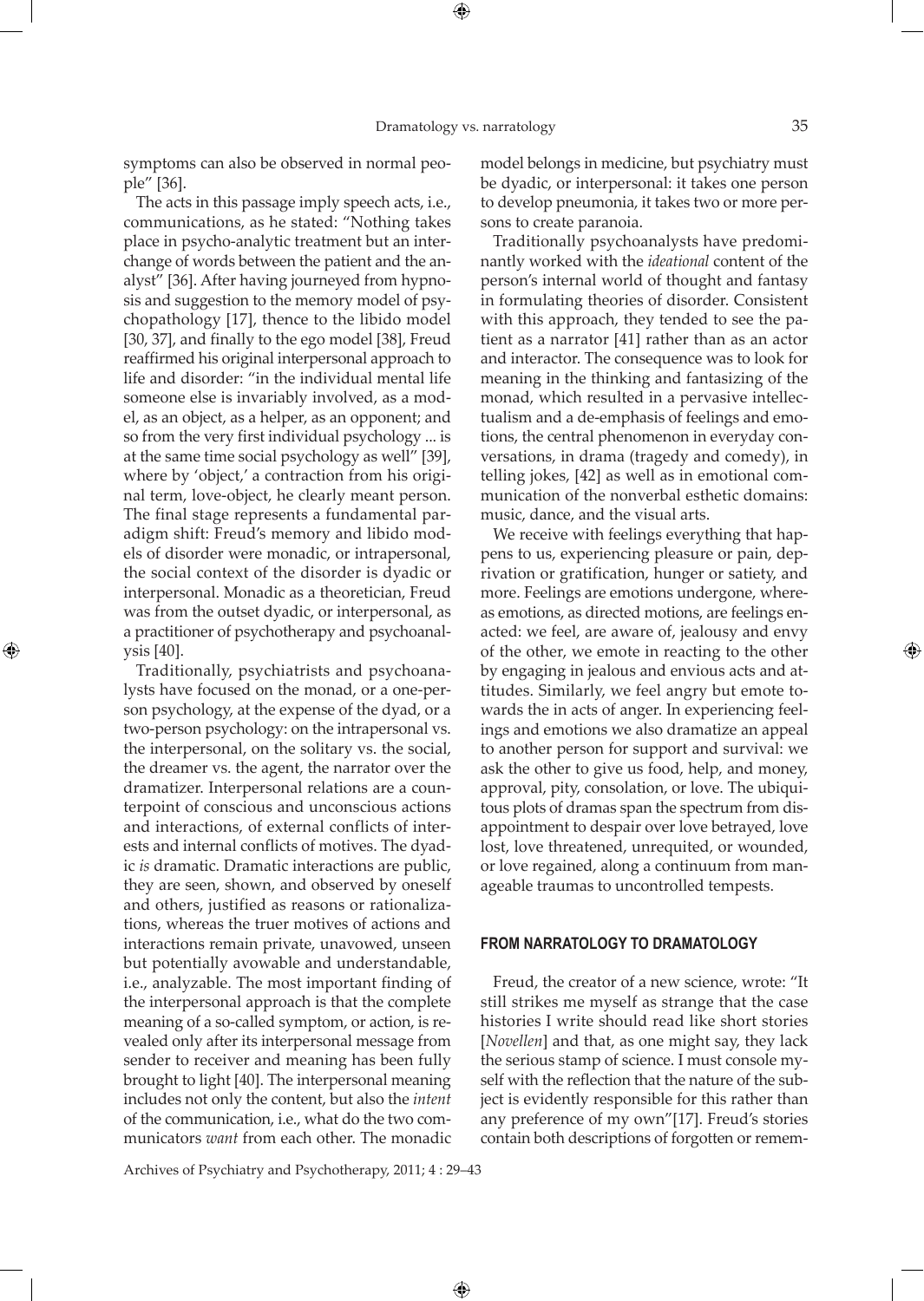symptoms can also be observed in normal people" [36].

The acts in this passage imply speech acts, i.e., communications, as he stated: "Nothing takes place in psycho-analytic treatment but an interchange of words between the patient and the analyst" [36]. After having journeyed from hypnosis and suggestion to the memory model of psychopathology [17], thence to the libido model [30, 37], and finally to the ego model [38], Freud reaffirmed his original interpersonal approach to life and disorder: "in the individual mental life someone else is invariably involved, as a model, as an object, as a helper, as an opponent; and so from the very first individual psychology ... is at the same time social psychology as well" [39], where by 'object,' a contraction from his original term, love-object, he clearly meant person. The final stage represents a fundamental paradigm shift: Freud's memory and libido models of disorder were monadic, or intrapersonal, the social context of the disorder is dyadic or interpersonal. Monadic as a theoretician, Freud was from the outset dyadic, or interpersonal, as a practitioner of psychotherapy and psychoanalysis [40].

Traditionally, psychiatrists and psychoanalysts have focused on the monad, or a one-person psychology, at the expense of the dyad, or a two-person psychology: on the intrapersonal vs. the interpersonal, on the solitary vs. the social, the dreamer vs. the agent, the narrator over the dramatizer. Interpersonal relations are a counterpoint of conscious and unconscious actions and interactions, of external conflicts of interests and internal conflicts of motives. The dyadic *is* dramatic. Dramatic interactions are public, they are seen, shown, and observed by oneself and others, justified as reasons or rationalizations, whereas the truer motives of actions and interactions remain private, unavowed, unseen but potentially avowable and understandable, i.e., analyzable. The most important finding of the interpersonal approach is that the complete meaning of a so-called symptom, or action, is revealed only after its interpersonal message from sender to receiver and meaning has been fully brought to light [40]. The interpersonal meaning includes not only the content, but also the *intent* of the communication, i.e., what do the two communicators *want* from each other. The monadic model belongs in medicine, but psychiatry must be dyadic, or interpersonal: it takes one person to develop pneumonia, it takes two or more persons to create paranoia.

Traditionally psychoanalysts have predominantly worked with the *ideational* content of the person's internal world of thought and fantasy in formulating theories of disorder. Consistent with this approach, they tended to see the patient as a narrator [41] rather than as an actor and interactor. The consequence was to look for meaning in the thinking and fantasizing of the monad, which resulted in a pervasive intellectualism and a de-emphasis of feelings and emotions, the central phenomenon in everyday conversations, in drama (tragedy and comedy), in telling jokes, [42] as well as in emotional communication of the nonverbal esthetic domains: music, dance, and the visual arts.

We receive with feelings everything that happens to us, experiencing pleasure or pain, deprivation or gratification, hunger or satiety, and more. Feelings are emotions undergone, whereas emotions, as directed motions, are feelings enacted: we feel, are aware of, jealousy and envy of the other, we emote in reacting to the other by engaging in jealous and envious acts and attitudes. Similarly, we feel angry but emote towards the in acts of anger. In experiencing feelings and emotions we also dramatize an appeal to another person for support and survival: we ask the other to give us food, help, and money, approval, pity, consolation, or love. The ubiquitous plots of dramas span the spectrum from disappointment to despair over love betrayed, love lost, love threatened, unrequited, or wounded, or love regained, along a continuum from manageable traumas to uncontrolled tempests.

## FROM NARRATOLOGY TO DRAMATOLOGY

Freud, the creator of a new science, wrote: "It still strikes me myself as strange that the case histories I write should read like short stories [*Novellen*] and that, as one might say, they lack the serious stamp of science. I must console myself with the reflection that the nature of the subject is evidently responsible for this rather than any preference of my own"[17]. Freud's stories contain both descriptions of forgotten or remem-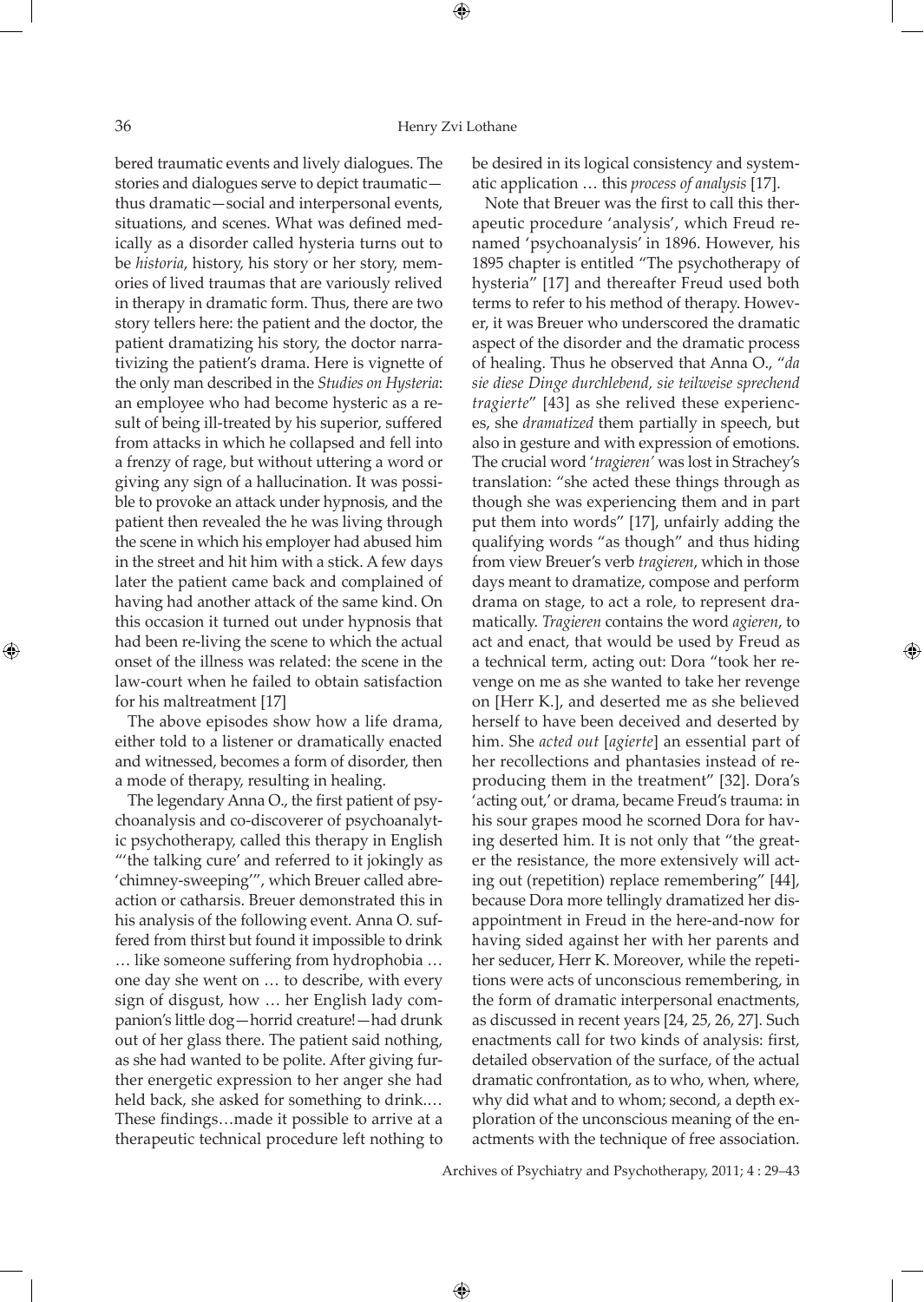bered traumatic events and lively dialogues. The stories and dialogues serve to depict traumatic—thus dramatic—social and interpersonal events, situations, and scenes. What was defined medically as a disorder called hysteria turns out to be *historia*, history, his story or her story, memories of lived traumas that are variously relived in therapy in dramatic form. Thus, there are two story tellers here: the patient and the doctor, the patient dramatizing his story, the doctor narrativizing the patient's drama. Here is vignette of the only man described in the *Studies on Hysteria*: an employee who had become hysteric as a result of being ill-treated by his superior, suffered from attacks in which he collapsed and fell into a frenzy of rage, but without uttering a word or giving any sign of a hallucination. It was possible to provoke an attack under hypnosis, and the patient then revealed the he was living through the scene in which his employer had abused him in the street and hit him with a stick. A few days later the patient came back and complained of having had another attack of the same kind. On this occasion it turned out under hypnosis that had been re-living the scene to which the actual onset of the illness was related: the scene in the law-court when he failed to obtain satisfaction for his maltreatment [17]

The above episodes show how a life drama, either told to a listener or dramatically enacted and witnessed, becomes a form of disorder, then a mode of therapy, resulting in healing.

The legendary Anna O., the first patient of psychoanalysis and co-discoverer of psychoanalytic psychotherapy, called this therapy in English "'the talking cure' and referred to it jokingly as 'chimney-sweeping'", which Breuer called abreaction or catharsis. Breuer demonstrated this in his analysis of the following event. Anna O. suffered from thirst but found it impossible to drink … like someone suffering from hydrophobia … one day she went on … to describe, with every sign of disgust, how … her English lady companion's little dog—horrid creature!—had drunk out of her glass there. The patient said nothing, as she had wanted to be polite. After giving further energetic expression to her anger she had held back, she asked for something to drink.… These findings…made it possible to arrive at a therapeutic technical procedure left nothing to be desired in its logical consistency and systematic application … this *process of analysis* [17].

Note that Breuer was the first to call this therapeutic procedure 'analysis', which Freud renamed 'psychoanalysis' in 1896. However, his 1895 chapter is entitled "The psychotherapy of hysteria" [17] and thereafter Freud used both terms to refer to his method of therapy. However, it was Breuer who underscored the dramatic aspect of the disorder and the dramatic process of healing. Thus he observed that Anna O., "*da sie diese Dinge durchlebend, sie teilweise sprechend tragierte*" [43] as she relived these experiences, she *dramatized* them partially in speech, but also in gesture and with expression of emotions. The crucial word '*tragieren'* was lost in Strachey's translation: "she acted these things through as though she was experiencing them and in part put them into words" [17], unfairly adding the qualifying words "as though" and thus hiding from view Breuer's verb *tragieren*, which in those days meant to dramatize, compose and perform drama on stage, to act a role, to represent dramatically. *Tragieren* contains the word *agieren*, to act and enact, that would be used by Freud as a technical term, acting out: Dora "took her revenge on me as she wanted to take her revenge on [Herr K.], and deserted me as she believed herself to have been deceived and deserted by him. She *acted out* [*agierte*] an essential part of her recollections and phantasies instead of reproducing them in the treatment" [32]. Dora's 'acting out,' or drama, became Freud's trauma: in his sour grapes mood he scorned Dora for having deserted him. It is not only that "the greater the resistance, the more extensively will acting out (repetition) replace remembering" [44], because Dora more tellingly dramatized her disappointment in Freud in the here-and-now for having sided against her with her parents and her seducer, Herr K. Moreover, while the repetitions were acts of unconscious remembering, in the form of dramatic interpersonal enactments, as discussed in recent years [24, 25, 26, 27]. Such enactments call for two kinds of analysis: first, detailed observation of the surface, of the actual dramatic confrontation, as to who, when, where, why did what and to whom; second, a depth exploration of the unconscious meaning of the enactments with the technique of free association.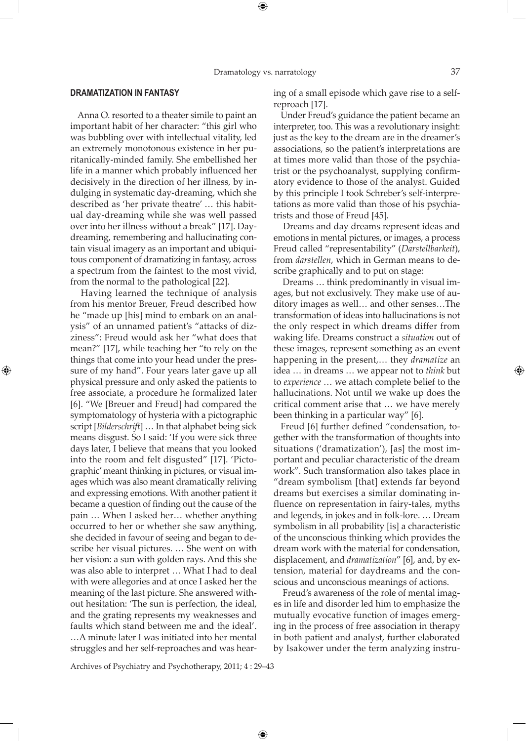### DRAMATIZATION IN FANTASY

Anna O. resorted to a theater simile to paint an important habit of her character: "this girl who was bubbling over with intellectual vitality, led an extremely monotonous existence in her puritanically-minded family. She embellished her life in a manner which probably influenced her decisively in the direction of her illness, by indulging in systematic day-dreaming, which she described as 'her private theatre' … this habitual day-dreaming while she was well passed over into her illness without a break" [17]. Daydreaming, remembering and hallucinating contain visual imagery as an important and ubiquitous component of dramatizing in fantasy, across a spectrum from the faintest to the most vivid, from the normal to the pathological [22].

Having learned the technique of analysis from his mentor Breuer, Freud described how he "made up [his] mind to embark on an analysis" of an unnamed patient's "attacks of dizziness": Freud would ask her "what does that mean?" [17], while teaching her "to rely on the things that come into your head under the pressure of my hand". Four years later gave up all physical pressure and only asked the patients to free associate, a procedure he formalized later [6]. "We [Breuer and Freud] had compared the symptomatology of hysteria with a pictographic script [*Bilderschrift*] … In that alphabet being sick means disgust. So I said: 'If you were sick three days later, I believe that means that you looked into the room and felt disgusted" [17]. 'Pictographic' meant thinking in pictures, or visual images which was also meant dramatically reliving and expressing emotions. With another patient it became a question of finding out the cause of the pain … When I asked her… whether anything occurred to her or whether she saw anything, she decided in favour of seeing and began to describe her visual pictures. … She went on with her vision: a sun with golden rays. And this she was also able to interpret … What I had to deal with were allegories and at once I asked her the meaning of the last picture. She answered without hesitation: 'The sun is perfection, the ideal, and the grating represents my weaknesses and faults which stand between me and the ideal'. …A minute later I was initiated into her mental struggles and her self-reproaches and was hearing of a small episode which gave rise to a self-reproach [17].

Under Freud's guidance the patient became an interpreter, too. This was a revolutionary insight: just as the key to the dream are in the dreamer's associations, so the patient's interpretations are at times more valid than those of the psychiatrist or the psychoanalyst, supplying confirmatory evidence to those of the analyst. Guided by this principle I took Schreber's self-interpretations as more valid than those of his psychiatrists and those of Freud [45].

Dreams and day dreams represent ideas and emotions in mental pictures, or images, a process Freud called "representability" (*Darstellbarkeit*), from *darstellen*, which in German means to describe graphically and to put on stage:

Dreams … think predominantly in visual images, but not exclusively. They make use of auditory images as well… and other senses…The transformation of ideas into hallucinations is not the only respect in which dreams differ from waking life. Dreams construct a *situation* out of these images, represent something as an event happening in the present,… they *dramatize* an idea … in dreams … we appear not to *think* but to *experience* … we attach complete belief to the hallucinations. Not until we wake up does the critical comment arise that … we have merely been thinking in a particular way" [6].

Freud [6] further defined "condensation, together with the transformation of thoughts into situations ('dramatization'), [as] the most important and peculiar characteristic of the dream work". Such transformation also takes place in "dream symbolism [that] extends far beyond dreams but exercises a similar dominating influence on representation in fairy-tales, myths and legends, in jokes and in folk-lore. … Dream symbolism in all probability [is] a characteristic of the unconscious thinking which provides the dream work with the material for condensation, displacement, and *dramatization*" [6], and, by extension, material for daydreams and the conscious and unconscious meanings of actions.

Freud's awareness of the role of mental images in life and disorder led him to emphasize the mutually evocative function of images emerging in the process of free association in therapy in both patient and analyst, further elaborated by Isakower under the term analyzing instru-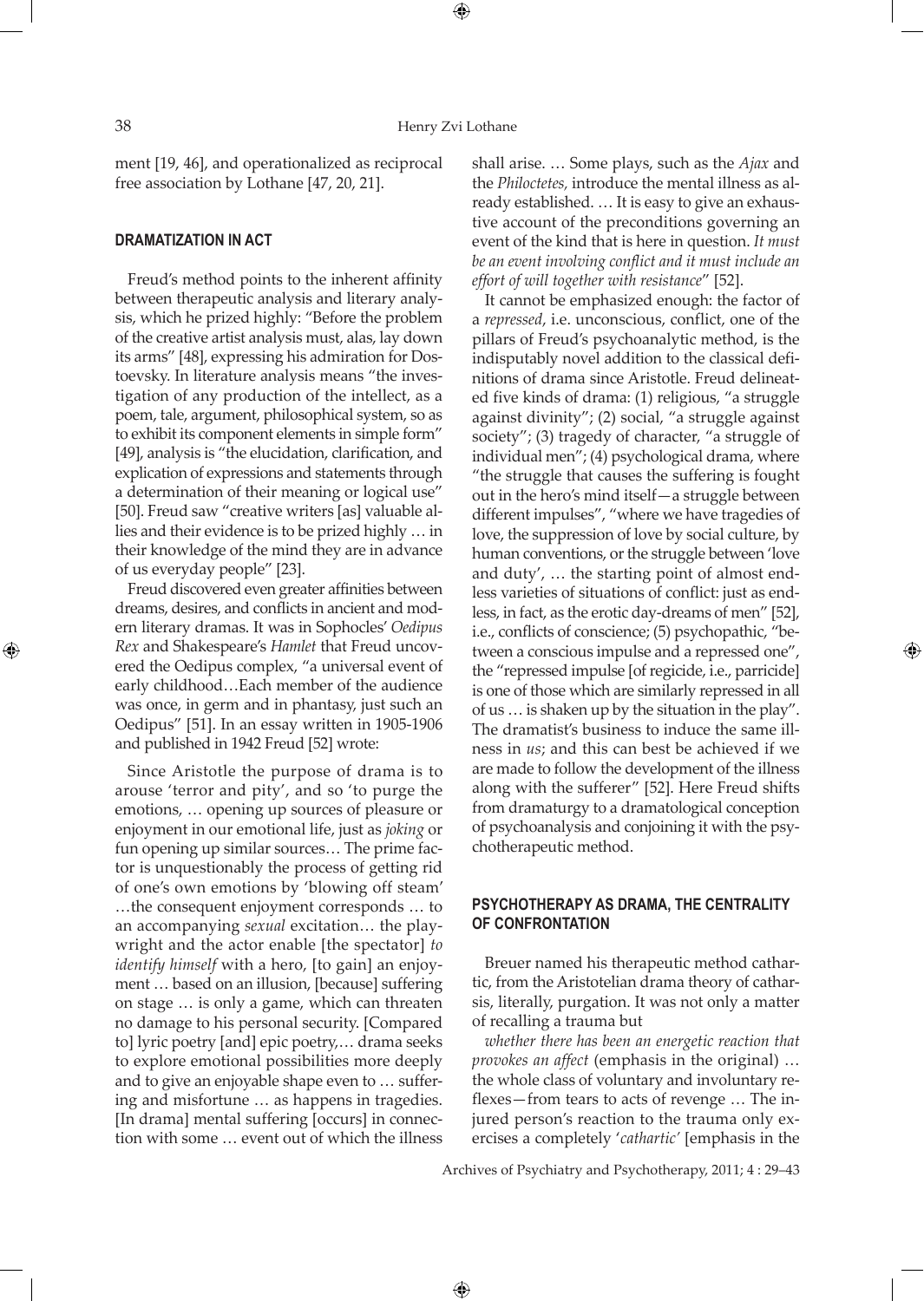ment [19, 46], and operationalized as reciprocal free association by Lothane [47, 20, 21].

## DRAMATIZATION IN ACT

Freud's method points to the inherent affinity between therapeutic analysis and literary analysis, which he prized highly: "Before the problem of the creative artist analysis must, alas, lay down its arms" [48], expressing his admiration for Dostoevsky. In literature analysis means "the investigation of any production of the intellect, as a poem, tale, argument, philosophical system, so as to exhibit its component elements in simple form" [49], analysis is "the elucidation, clarification, and explication of expressions and statements through a determination of their meaning or logical use" [50]. Freud saw "creative writers [as] valuable allies and their evidence is to be prized highly … in their knowledge of the mind they are in advance of us everyday people" [23].

Freud discovered even greater affinities between dreams, desires, and conflicts in ancient and modern literary dramas. It was in Sophocles' *Oedipus Rex* and Shakespeare's *Hamlet* that Freud uncovered the Oedipus complex, "a universal event of early childhood…Each member of the audience was once, in germ and in phantasy, just such an Oedipus" [51]. In an essay written in 1905-1906 and published in 1942 Freud [52] wrote:

> Since Aristotle the purpose of drama is to arouse 'terror and pity', and so 'to purge the emotions, … opening up sources of pleasure or enjoyment in our emotional life, just as *joking* or fun opening up similar sources… The prime factor is unquestionably the process of getting rid of one's own emotions by 'blowing off steam' …the consequent enjoyment corresponds … to an accompanying *sexual* excitation… the playwright and the actor enable [the spectator] *to identify himself* with a hero, [to gain] an enjoyment … based on an illusion, [because] suffering on stage … is only a game, which can threaten no damage to his personal security. [Compared to] lyric poetry [and] epic poetry,… drama seeks to explore emotional possibilities more deeply and to give an enjoyable shape even to … suffering and misfortune … as happens in tragedies. [In drama] mental suffering [occurs] in connection with some … event out of which the illness shall arise. … Some plays, such as the *Ajax* and the *Philoctetes,* introduce the mental illness as already established. … It is easy to give an exhaustive account of the preconditions governing an event of the kind that is here in question. *It must be an event involving conflict and it must include an effort of will together with resistance*" [52].

It cannot be emphasized enough: the factor of a *repressed*, i.e. unconscious, conflict, one of the pillars of Freud's psychoanalytic method, is the indisputably novel addition to the classical definitions of drama since Aristotle. Freud delineated five kinds of drama: (1) religious, "a struggle against divinity"; (2) social, "a struggle against society"; (3) tragedy of character, "a struggle of individual men"; (4) psychological drama, where "the struggle that causes the suffering is fought out in the hero's mind itself—a struggle between different impulses", "where we have tragedies of love, the suppression of love by social culture, by human conventions, or the struggle between 'love and duty', … the starting point of almost endless varieties of situations of conflict: just as endless, in fact, as the erotic day-dreams of men" [52], i.e., conflicts of conscience; (5) psychopathic, "between a conscious impulse and a repressed one", the "repressed impulse [of regicide, i.e., parricide] is one of those which are similarly repressed in all of us … is shaken up by the situation in the play". The dramatist's business to induce the same illness in *us*; and this can best be achieved if we are made to follow the development of the illness along with the sufferer" [52]. Here Freud shifts from dramaturgy to a dramatological conception of psychoanalysis and conjoining it with the psychotherapeutic method.

## PSYCHOTHERAPY AS DRAMA, THE CENTRALITY OF CONFRONTATION

Breuer named his therapeutic method cathartic, from the Aristotelian drama theory of catharsis, literally, purgation. It was not only a matter of recalling a trauma but

> *whether there has been an energetic reaction that provokes an affect* (emphasis in the original) … the whole class of voluntary and involuntary reflexes—from tears to acts of revenge … The injured person's reaction to the trauma only exercises a completely '*cathartic*' [emphasis in the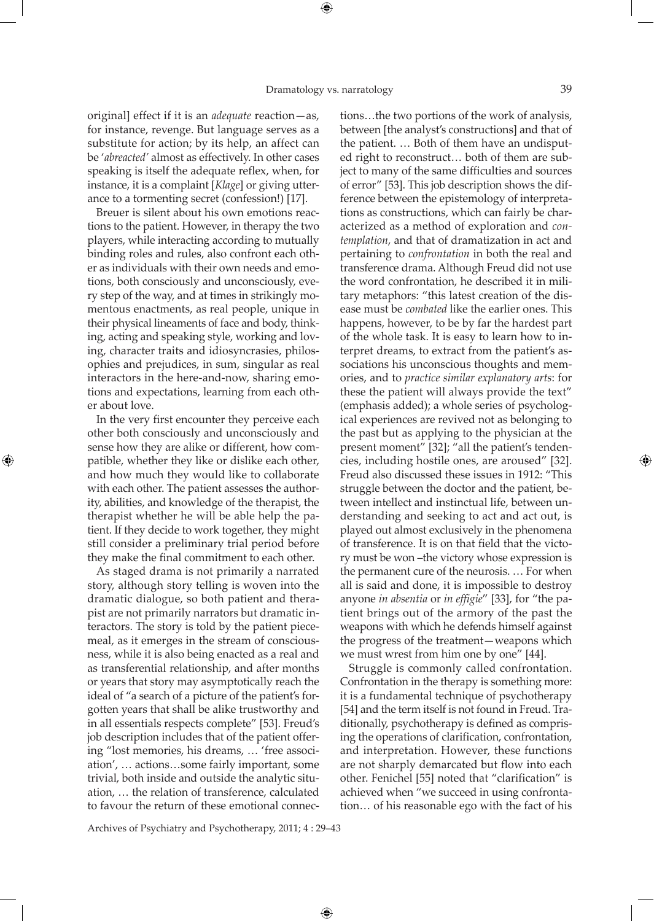original] effect if it is an *adequate* reaction—as, for instance, revenge. But language serves as a substitute for action; by its help, an affect can be '*abreacted'* almost as effectively. In other cases speaking is itself the adequate reflex, when, for instance, it is a complaint [*Klage*] or giving utterance to a tormenting secret (confession!) [17].

Breuer is silent about his own emotions reactions to the patient. However, in therapy the two players, while interacting according to mutually binding roles and rules, also confront each other as individuals with their own needs and emotions, both consciously and unconsciously, every step of the way, and at times in strikingly momentous enactments, as real people, unique in their physical lineaments of face and body, thinking, acting and speaking style, working and loving, character traits and idiosyncrasies, philosophies and prejudices, in sum, singular as real interactors in the here-and-now, sharing emotions and expectations, learning from each other about love.

In the very first encounter they perceive each other both consciously and unconsciously and sense how they are alike or different, how compatible, whether they like or dislike each other, and how much they would like to collaborate with each other. The patient assesses the authority, abilities, and knowledge of the therapist, the therapist whether he will be able help the patient. If they decide to work together, they might still consider a preliminary trial period before they make the final commitment to each other.

As staged drama is not primarily a narrated story, although story telling is woven into the dramatic dialogue, so both patient and therapist are not primarily narrators but dramatic interactors. The story is told by the patient piecemeal, as it emerges in the stream of consciousness, while it is also being enacted as a real and as transferential relationship, and after months or years that story may asymptotically reach the ideal of "a search of a picture of the patient's forgotten years that shall be alike trustworthy and in all essentials respects complete" [53]. Freud's job description includes that of the patient offering "lost memories, his dreams, … 'free association', … actions…some fairly important, some trivial, both inside and outside the analytic situation, … the relation of transference, calculated to favour the return of these emotional connections…the two portions of the work of analysis, between [the analyst's constructions] and that of the patient. … Both of them have an undisputed right to reconstruct… both of them are subject to many of the same difficulties and sources of error" [53]. This job description shows the difference between the epistemology of interpretations as constructions, which can fairly be characterized as a method of exploration and *contemplation*, and that of dramatization in act and pertaining to *confrontation* in both the real and transference drama. Although Freud did not use the word confrontation, he described it in military metaphors: "this latest creation of the disease must be *combated* like the earlier ones. This happens, however, to be by far the hardest part of the whole task. It is easy to learn how to interpret dreams, to extract from the patient's associations his unconscious thoughts and memories, and to *practice similar explanatory arts*: for these the patient will always provide the text" (emphasis added); a whole series of psychological experiences are revived not as belonging to the past but as applying to the physician at the present moment" [32]; "all the patient's tendencies, including hostile ones, are aroused" [32]. Freud also discussed these issues in 1912: "This struggle between the doctor and the patient, between intellect and instinctual life, between understanding and seeking to act and act out, is played out almost exclusively in the phenomena of transference. It is on that field that the victory must be won –the victory whose expression is the permanent cure of the neurosis. … For when all is said and done, it is impossible to destroy anyone *in absentia* or *in effigie*" [33], for "the patient brings out of the armory of the past the weapons with which he defends himself against the progress of the treatment—weapons which we must wrest from him one by one" [44].

Struggle is commonly called confrontation. Confrontation in the therapy is something more: it is a fundamental technique of psychotherapy [54] and the term itself is not found in Freud. Traditionally, psychotherapy is defined as comprising the operations of clarification, confrontation, and interpretation. However, these functions are not sharply demarcated but flow into each other. Fenichel [55] noted that "clarification" is achieved when "we succeed in using confrontation… of his reasonable ego with the fact of his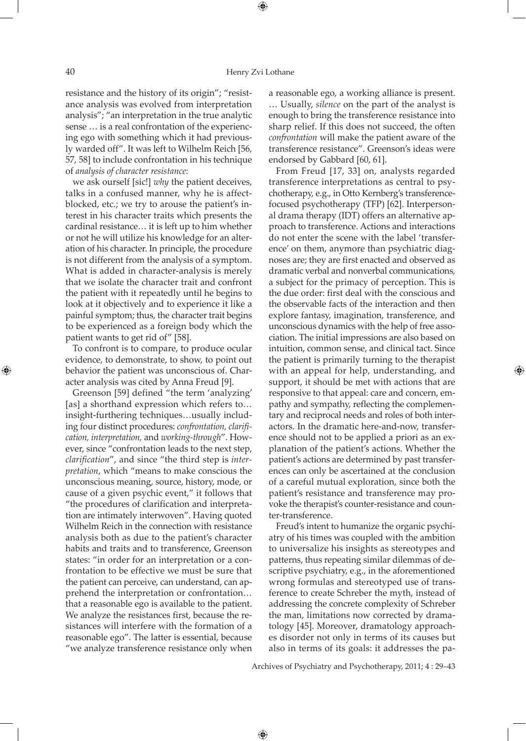resistance and the history of its origin"; "resistance analysis was evolved from interpretation analysis"; "an interpretation in the true analytic sense … is a real confrontation of the experiencing ego with something which it had previously warded off". It was left to Wilhelm Reich [56, 57, 58] to include confrontation in his technique of *analysis of character resistance*:

we ask ourself [sic!] *why* the patient deceives, talks in a confused manner, why he is affect-blocked, etc.; we try to arouse the patient's interest in his character traits which presents the cardinal resistance… it is left up to him whether or not he will utilize his knowledge for an alteration of his character. In principle, the procedure is not different from the analysis of a symptom. What is added in character-analysis is merely that we isolate the character trait and confront the patient with it repeatedly until he begins to look at it objectively and to experience it like a painful symptom; thus, the character trait begins to be experienced as a foreign body which the patient wants to get rid of" [58].

To confront is to compare, to produce ocular evidence, to demonstrate, to show, to point out behavior the patient was unconscious of. Character analysis was cited by Anna Freud [9].

Greenson [59] defined "the term 'analyzing' [as] a shorthand expression which refers to… insight-furthering techniques…usually including four distinct procedures: *confrontation, clarification, interpretation,* and *working-through*". However, since "confrontation leads to the next step, *clarification*", and since "the third step is *interpretation*, which "means to make conscious the unconscious meaning, source, history, mode, or cause of a given psychic event," it follows that "the procedures of clarification and interpretation are intimately interwoven". Having quoted Wilhelm Reich in the connection with resistance analysis both as due to the patient's character habits and traits and to transference, Greenson states: "in order for an interpretation or a confrontation to be effective we must be sure that the patient can perceive, can understand, can apprehend the interpretation or confrontation… that a reasonable ego is available to the patient. We analyze the resistances first, because the resistances will interfere with the formation of a reasonable ego". The latter is essential, because "we analyze transference resistance only when a reasonable ego, a working alliance is present. … Usually, *silence* on the part of the analyst is enough to bring the transference resistance into sharp relief. If this does not succeed, the often *confrontation* will make the patient aware of the transference resistance". Greenson's ideas were endorsed by Gabbard [60, 61].

From Freud [17, 33] on, analysts regarded transference interpretations as central to psychotherapy, e.g., in Otto Kernberg's transference-focused psychotherapy (TFP) [62]. Interpersonal drama therapy (IDT) offers an alternative approach to transference. Actions and interactions do not enter the scene with the label 'transference' on them, anymore than psychiatric diagnoses are; they are first enacted and observed as dramatic verbal and nonverbal communications, a subject for the primacy of perception. This is the due order: first deal with the conscious and the observable facts of the interaction and then explore fantasy, imagination, transference, and unconscious dynamics with the help of free association. The initial impressions are also based on intuition, common sense, and clinical tact. Since the patient is primarily turning to the therapist with an appeal for help, understanding, and support, it should be met with actions that are responsive to that appeal: care and concern, empathy and sympathy, reflecting the complementary and reciprocal needs and roles of both interactors. In the dramatic here-and-now, transference should not to be applied a priori as an explanation of the patient's actions. Whether the patient's actions are determined by past transferences can only be ascertained at the conclusion of a careful mutual exploration, since both the patient's resistance and transference may provoke the therapist's counter-resistance and counter-transference.

Freud's intent to humanize the organic psychiatry of his times was coupled with the ambition to universalize his insights as stereotypes and patterns, thus repeating similar dilemmas of descriptive psychiatry, e.g., in the aforementioned wrong formulas and stereotyped use of transference to create Schreber the myth, instead of addressing the concrete complexity of Schreber the man, limitations now corrected by dramatology [45]. Moreover, dramatology approaches disorder not only in terms of its causes but also in terms of its goals: it addresses the pa-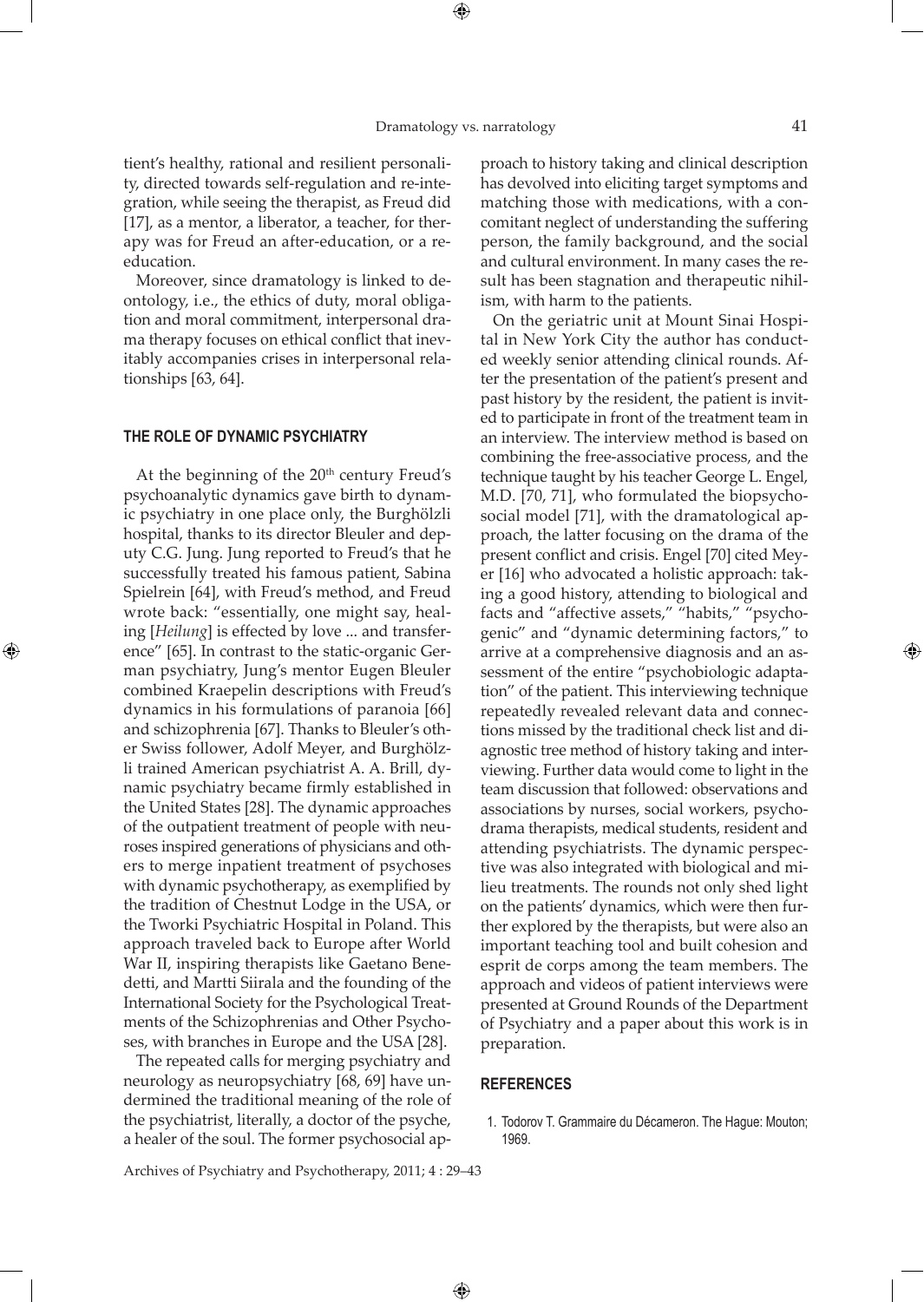tient's healthy, rational and resilient personality, directed towards self-regulation and re-integration, while seeing the therapist, as Freud did [17], as a mentor, a liberator, a teacher, for therapy was for Freud an after-education, or a re-education.

Moreover, since dramatology is linked to deontology, i.e., the ethics of duty, moral obligation and moral commitment, interpersonal drama therapy focuses on ethical conflict that inevitably accompanies crises in interpersonal relationships [63, 64].

## THE ROLE OF DYNAMIC PSYCHIATRY

At the beginning of the 20th century Freud's psychoanalytic dynamics gave birth to dynamic psychiatry in one place only, the Burghölzli hospital, thanks to its director Bleuler and deputy C.G. Jung. Jung reported to Freud's that he successfully treated his famous patient, Sabina Spielrein [64], with Freud's method, and Freud wrote back: "essentially, one might say, healing [*Heilung*] is effected by love ... and transference" [65]. In contrast to the static-organic German psychiatry, Jung's mentor Eugen Bleuler combined Kraepelin descriptions with Freud's dynamics in his formulations of paranoia [66] and schizophrenia [67]. Thanks to Bleuler's other Swiss follower, Adolf Meyer, and Burghölzli trained American psychiatrist A. A. Brill, dynamic psychiatry became firmly established in the United States [28]. The dynamic approaches of the outpatient treatment of people with neuroses inspired generations of physicians and others to merge inpatient treatment of psychoses with dynamic psychotherapy, as exemplified by the tradition of Chestnut Lodge in the USA, or the Tworki Psychiatric Hospital in Poland. This approach traveled back to Europe after World War II, inspiring therapists like Gaetano Benedetti, and Martti Siirala and the founding of the International Society for the Psychological Treatments of the Schizophrenias and Other Psychoses, with branches in Europe and the USA [28].

The repeated calls for merging psychiatry and neurology as neuropsychiatry [68, 69] have undermined the traditional meaning of the role of the psychiatrist, literally, a doctor of the psyche, a healer of the soul. The former psychosocial approach to history taking and clinical description has devolved into eliciting target symptoms and matching those with medications, with a concomitant neglect of understanding the suffering person, the family background, and the social and cultural environment. In many cases the result has been stagnation and therapeutic nihilism, with harm to the patients.

On the geriatric unit at Mount Sinai Hospital in New York City the author has conducted weekly senior attending clinical rounds. After the presentation of the patient's present and past history by the resident, the patient is invited to participate in front of the treatment team in an interview. The interview method is based on combining the free-associative process, and the technique taught by his teacher George L. Engel, M.D. [70, 71], who formulated the biopsychosocial model [71], with the dramatological approach, the latter focusing on the drama of the present conflict and crisis. Engel [70] cited Meyer [16] who advocated a holistic approach: taking a good history, attending to biological and facts and "affective assets," "habits," "psychogenic" and "dynamic determining factors," to arrive at a comprehensive diagnosis and an assessment of the entire "psychobiologic adaptation" of the patient. This interviewing technique repeatedly revealed relevant data and connections missed by the traditional check list and diagnostic tree method of history taking and interviewing. Further data would come to light in the team discussion that followed: observations and associations by nurses, social workers, psychodrama therapists, medical students, resident and attending psychiatrists. The dynamic perspective was also integrated with biological and milieu treatments. The rounds not only shed light on the patients' dynamics, which were then further explored by the therapists, but were also an important teaching tool and built cohesion and esprit de corps among the team members. The approach and videos of patient interviews were presented at Ground Rounds of the Department of Psychiatry and a paper about this work is in preparation.

## REFERENCES

1. Todorov T. Grammaire du Décameron. The Hague: Mouton; 1969.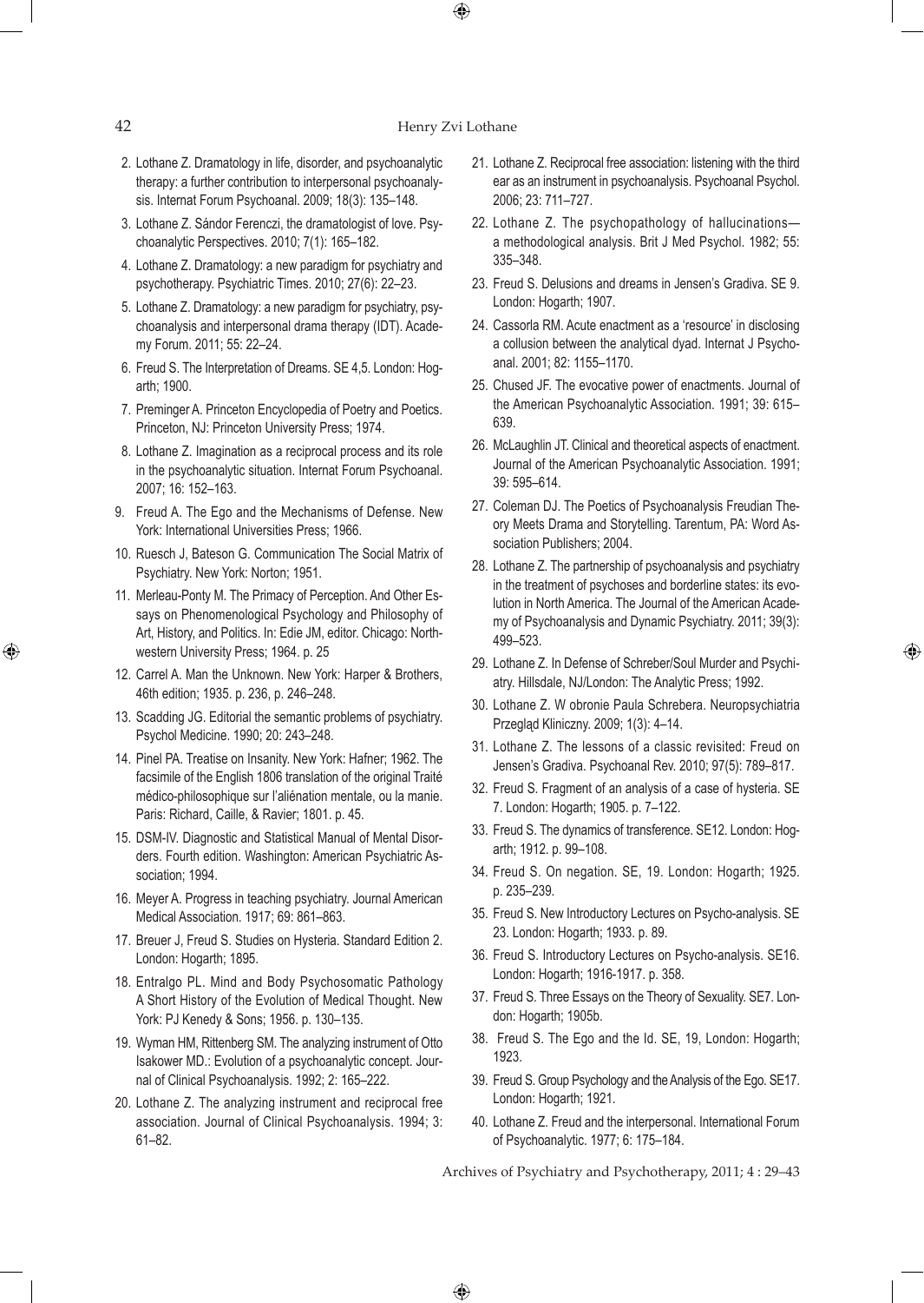2. Lothane Z. Dramatology in life, disorder, and psychoanalytic therapy: a further contribution to interpersonal psychoanalysis. Internat Forum Psychoanal. 2009; 18(3): 135–148.
3. Lothane Z. Sándor Ferenczi, the dramatologist of love. Psychoanalytic Perspectives. 2010; 7(1): 165–182.
4. Lothane Z. Dramatology: a new paradigm for psychiatry and psychotherapy. Psychiatric Times. 2010; 27(6): 22–23.
5. Lothane Z. Dramatology: a new paradigm for psychiatry, psychoanalysis and interpersonal drama therapy (IDT). Academy Forum. 2011; 55: 22–24.
6. Freud S. The Interpretation of Dreams. SE 4,5. London: Hogarth; 1900.
7. Preminger A. Princeton Encyclopedia of Poetry and Poetics. Princeton, NJ: Princeton University Press; 1974.
8. Lothane Z. Imagination as a reciprocal process and its role in the psychoanalytic situation. Internat Forum Psychoanal. 2007; 16: 152–163.
9. Freud A. The Ego and the Mechanisms of Defense. New York: International Universities Press; 1966.
10. Ruesch J, Bateson G. Communication The Social Matrix of Psychiatry. New York: Norton; 1951.
11. Merleau-Ponty M. The Primacy of Perception. And Other Essays on Phenomenological Psychology and Philosophy of Art, History, and Politics. In: Edie JM, editor. Chicago: Northwestern University Press; 1964. p. 25
12. Carrel A. Man the Unknown. New York: Harper & Brothers, 46th edition; 1935. p. 236, p. 246–248.
13. Scadding JG. Editorial the semantic problems of psychiatry. Psychol Medicine. 1990; 20: 243–248.
14. Pinel PA. Treatise on Insanity. New York: Hafner; 1962. The facsimile of the English 1806 translation of the original Traité médico-philosophique sur l'aliénation mentale, ou la manie. Paris: Richard, Caille, & Ravier; 1801. p. 45.
15. DSM-IV. Diagnostic and Statistical Manual of Mental Disorders. Fourth edition. Washington: American Psychiatric Association; 1994.
16. Meyer A. Progress in teaching psychiatry. Journal American Medical Association. 1917; 69: 861–863.
17. Breuer J, Freud S. Studies on Hysteria. Standard Edition 2. London: Hogarth; 1895.
18. Entralgo PL. Mind and Body Psychosomatic Pathology A Short History of the Evolution of Medical Thought. New York: PJ Kenedy & Sons; 1956. p. 130–135.
19. Wyman HM, Rittenberg SM. The analyzing instrument of Otto Isakower MD.: Evolution of a psychoanalytic concept. Journal of Clinical Psychoanalysis. 1992; 2: 165–222.
20. Lothane Z. The analyzing instrument and reciprocal free association. Journal of Clinical Psychoanalysis. 1994; 3: 61–82.
21. Lothane Z. Reciprocal free association: listening with the third ear as an instrument in psychoanalysis. Psychoanal Psychol. 2006; 23: 711–727.
22. Lothane Z. The psychopathology of hallucinations—a methodological analysis. Brit J Med Psychol. 1982; 55: 335–348.
23. Freud S. Delusions and dreams in Jensen's Gradiva. SE 9. London: Hogarth; 1907.
24. Cassorla RM. Acute enactment as a 'resource' in disclosing a collusion between the analytical dyad. Internat J Psychoanal. 2001; 82: 1155–1170.
25. Chused JF. The evocative power of enactments. Journal of the American Psychoanalytic Association. 1991; 39: 615–639.
26. McLaughlin JT. Clinical and theoretical aspects of enactment. Journal of the American Psychoanalytic Association. 1991; 39: 595–614.
27. Coleman DJ. The Poetics of Psychoanalysis Freudian Theory Meets Drama and Storytelling. Tarentum, PA: Word Association Publishers; 2004.
28. Lothane Z. The partnership of psychoanalysis and psychiatry in the treatment of psychoses and borderline states: its evolution in North America. The Journal of the American Academy of Psychoanalysis and Dynamic Psychiatry. 2011; 39(3): 499–523.
29. Lothane Z. In Defense of Schreber/Soul Murder and Psychiatry. Hillsdale, NJ/London: The Analytic Press; 1992.
30. Lothane Z. W obronie Paula Schrebera. Neuropsychiatria Przegląd Kliniczny. 2009; 1(3): 4–14.
31. Lothane Z. The lessons of a classic revisited: Freud on Jensen's Gradiva. Psychoanal Rev. 2010; 97(5): 789–817.
32. Freud S. Fragment of an analysis of a case of hysteria. SE 7. London: Hogarth; 1905. p. 7–122.
33. Freud S. The dynamics of transference. SE12. London: Hogarth; 1912. p. 99–108.
34. Freud S. On negation. SE, 19. London: Hogarth; 1925. p. 235–239.
35. Freud S. New Introductory Lectures on Psycho-analysis. SE 23. London: Hogarth; 1933. p. 89.
36. Freud S. Introductory Lectures on Psycho-analysis. SE16. London: Hogarth; 1916-1917. p. 358.
37. Freud S. Three Essays on the Theory of Sexuality. SE7. London: Hogarth; 1905b.
38. Freud S. The Ego and the Id. SE, 19, London: Hogarth; 1923.
39. Freud S. Group Psychology and the Analysis of the Ego. SE17. London: Hogarth; 1921.
40. Lothane Z. Freud and the interpersonal. International Forum of Psychoanalytic. 1977; 6: 175–184.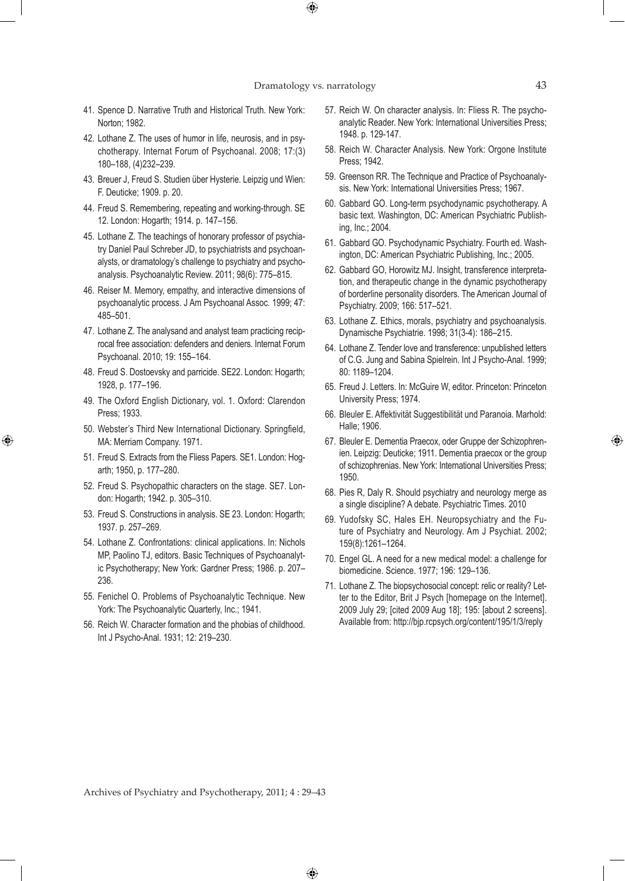41. Spence D. Narrative Truth and Historical Truth. New York: Norton; 1982.
42. Lothane Z. The uses of humor in life, neurosis, and in psychotherapy. Internat Forum of Psychoanal. 2008; 17:(3) 180–188, (4)232–239.
43. Breuer J, Freud S. Studien über Hysterie. Leipzig und Wien: F. Deuticke; 1909. p. 20.
44. Freud S. Remembering, repeating and working-through. SE 12. London: Hogarth; 1914. p. 147–156.
45. Lothane Z. The teachings of honorary professor of psychiatry Daniel Paul Schreber JD, to psychiatrists and psychoanalysts, or dramatology's challenge to psychiatry and psychoanalysis. Psychoanalytic Review. 2011; 98(6): 775–815.
46. Reiser M. Memory, empathy, and interactive dimensions of psychoanalytic process. J Am Psychoanal Assoc. 1999; 47: 485–501.
47. Lothane Z. The analysand and analyst team practicing reciprocal free association: defenders and deniers. Internat Forum Psychoanal. 2010; 19: 155–164.
48. Freud S. Dostoevsky and parricide. SE22. London: Hogarth; 1928, p. 177–196.
49. The Oxford English Dictionary, vol. 1. Oxford: Clarendon Press; 1933.
50. Webster's Third New International Dictionary. Springfield, MA: Merriam Company. 1971.
51. Freud S. Extracts from the Fliess Papers. SE1. London: Hogarth; 1950, p. 177–280.
52. Freud S. Psychopathic characters on the stage. SE7. London: Hogarth; 1942. p. 305–310.
53. Freud S. Constructions in analysis. SE 23. London: Hogarth; 1937. p. 257–269.
54. Lothane Z. Confrontations: clinical applications. In: Nichols MP, Paolino TJ, editors. Basic Techniques of Psychoanalytic Psychotherapy; New York: Gardner Press; 1986. p. 207–236.
55. Fenichel O. Problems of Psychoanalytic Technique. New York: The Psychoanalytic Quarterly, Inc.; 1941.
56. Reich W. Character formation and the phobias of childhood. Int J Psycho-Anal. 1931; 12: 219–230.
57. Reich W. On character analysis. In: Fliess R. The psychoanalytic Reader. New York: International Universities Press; 1948. p. 129-147.
58. Reich W. Character Analysis. New York: Orgone Institute Press; 1942.
59. Greenson RR. The Technique and Practice of Psychoanalysis. New York: International Universities Press; 1967.
60. Gabbard GO. Long-term psychodynamic psychotherapy. A basic text. Washington, DC: American Psychiatric Publishing, Inc.; 2004.
61. Gabbard GO. Psychodynamic Psychiatry. Fourth ed. Washington, DC: American Psychiatric Publishing, Inc.; 2005.
62. Gabbard GO, Horowitz MJ. Insight, transference interpretation, and therapeutic change in the dynamic psychotherapy of borderline personality disorders. The American Journal of Psychiatry. 2009; 166: 517–521.
63. Lothane Z. Ethics, morals, psychiatry and psychoanalysis. Dynamische Psychiatrie. 1998; 31(3-4): 186–215.
64. Lothane Z. Tender love and transference: unpublished letters of C.G. Jung and Sabina Spielrein. Int J Psycho-Anal. 1999; 80: 1189–1204.
65. Freud J. Letters. In: McGuire W, editor. Princeton: Princeton University Press; 1974.
66. Bleuler E. Affektivität Suggestibilität und Paranoia. Marhold: Halle; 1906.
67. Bleuler E. Dementia Praecox, oder Gruppe der Schizophrenien. Leipzig: Deuticke; 1911. Dementia praecox or the group of schizophrenias. New York: International Universities Press; 1950.
68. Pies R, Daly R. Should psychiatry and neurology merge as a single discipline? A debate. Psychiatric Times. 2010
69. Yudofsky SC, Hales EH. Neuropsychiatry and the Future of Psychiatry and Neurology. Am J Psychiat. 2002; 159(8):1261–1264.
70. Engel GL. A need for a new medical model: a challenge for biomedicine. Science. 1977; 196: 129–136.
71. Lothane Z. The biopsychosocial concept: relic or reality? Letter to the Editor, Brit J Psych [homepage on the Internet]. 2009 July 29; [cited 2009 Aug 18]; 195: [about 2 screens]. Available from: http://bjp.rcpsych.org/content/195/1/3/reply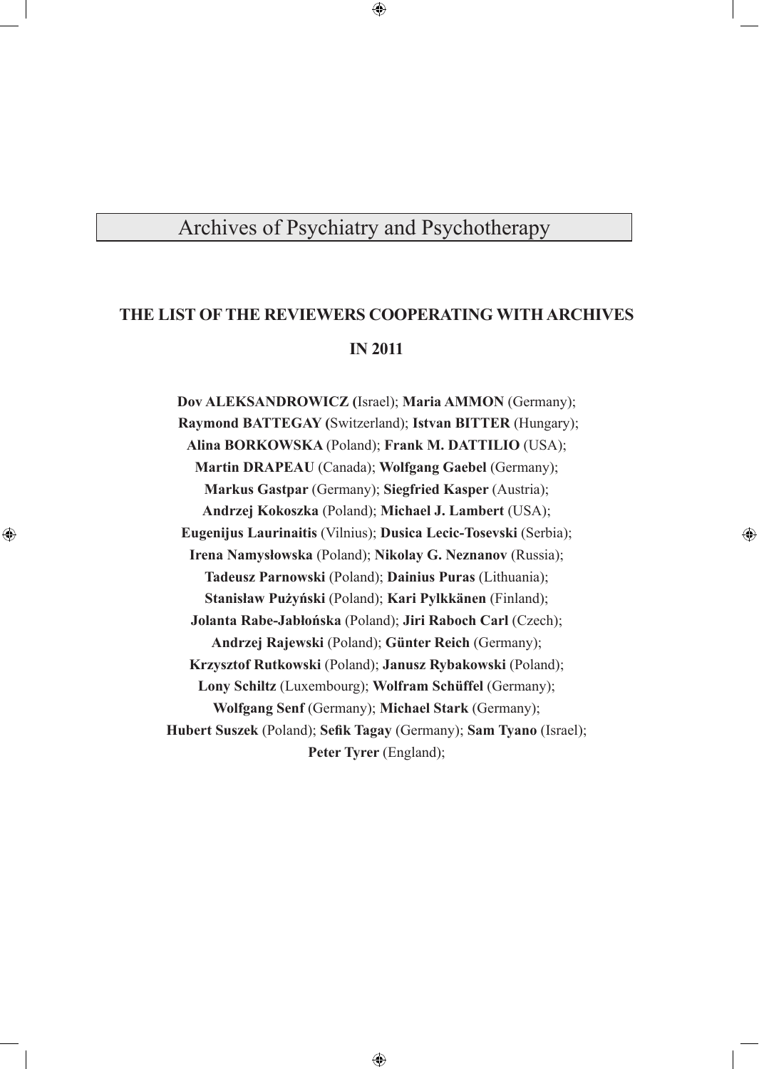Archives of Psychiatry and Psychotherapy

## THE LIST OF THE REVIEWERS COOPERATING WITH ARCHIVES IN 2011

**Dov ALEKSANDROWICZ (**Israel); **Maria AMMON** (Germany);
**Raymond BATTEGAY (**Switzerland); **Istvan BITTER** (Hungary);
**Alina BORKOWSKA** (Poland); **Frank M. DATTILIO** (USA);
**Martin DRAPEAU** (Canada); **Wolfgang Gaebel** (Germany);
**Markus Gastpar** (Germany); **Siegfried Kasper** (Austria);
**Andrzej Kokoszka** (Poland); **Michael J. Lambert** (USA);
**Eugenijus Laurinaitis** (Vilnius); **Dusica Lecic-Tosevski** (Serbia);
**Irena Namysłowska** (Poland); **Nikolay G. Neznanov** (Russia);
**Tadeusz Parnowski** (Poland); **Dainius Puras** (Lithuania);
**Stanisław Pużyński** (Poland); **Kari Pylkkänen** (Finland);
**Jolanta Rabe-Jabłońska** (Poland); **Jiri Raboch Carl** (Czech);
**Andrzej Rajewski** (Poland); **Günter Reich** (Germany);
**Krzysztof Rutkowski** (Poland); **Janusz Rybakowski** (Poland);
**Lony Schiltz** (Luxembourg); **Wolfram Schüffel** (Germany);
**Wolfgang Senf** (Germany); **Michael Stark** (Germany);
**Hubert Suszek** (Poland); **Sefik Tagay** (Germany); **Sam Tyano** (Israel);
**Peter Tyrer** (England);